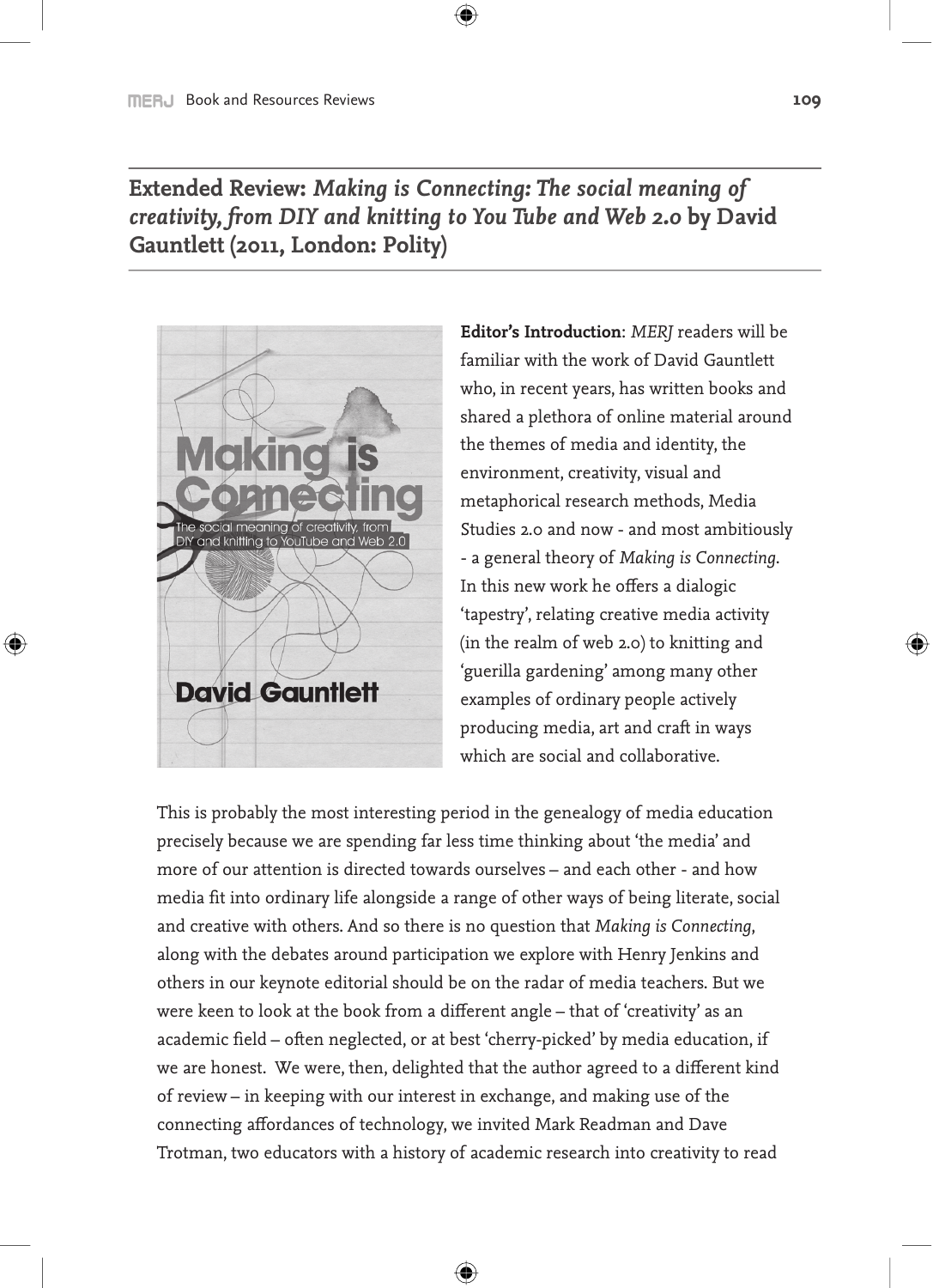## Extended Review: *Making is Connecting: The social meaning of creativity, from DIY and knitting to You Tube and Web 2.0* by David Gauntlett (2011, London: Polity)

**Editor's Introduction**: *MERJ* readers will be familiar with the work of David Gauntlett who, in recent years, has written books and shared a plethora of online material around the themes of media and identity, the environment, creativity, visual and metaphorical research methods, Media Studies 2.0 and now - and most ambitiously - a general theory of *Making is Connecting*. In this new work he offers a dialogic 'tapestry', relating creative media activity (in the realm of web 2.0) to knitting and 'guerilla gardening' among many other examples of ordinary people actively producing media, art and craft in ways which are social and collaborative.

This is probably the most interesting period in the genealogy of media education precisely because we are spending far less time thinking about 'the media' and more of our attention is directed towards ourselves – and each other - and how media fit into ordinary life alongside a range of other ways of being literate, social and creative with others. And so there is no question that *Making is Connecting*, along with the debates around participation we explore with Henry Jenkins and others in our keynote editorial should be on the radar of media teachers. But we were keen to look at the book from a different angle – that of 'creativity' as an academic field – often neglected, or at best 'cherry-picked' by media education, if we are honest. We were, then, delighted that the author agreed to a different kind of review – in keeping with our interest in exchange, and making use of the connecting affordances of technology, we invited Mark Readman and Dave Trotman, two educators with a history of academic research into creativity to read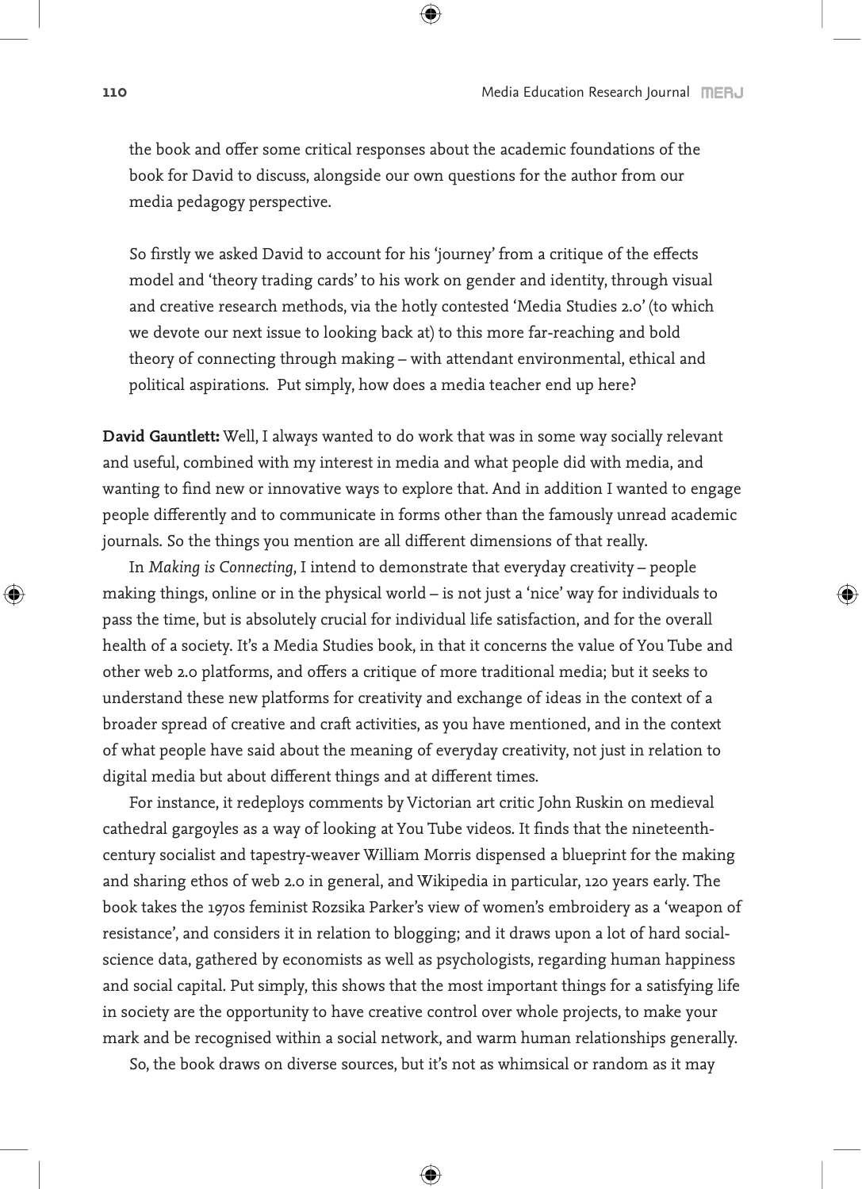the book and offer some critical responses about the academic foundations of the book for David to discuss, alongside our own questions for the author from our media pedagogy perspective.

So firstly we asked David to account for his 'journey' from a critique of the effects model and 'theory trading cards' to his work on gender and identity, through visual and creative research methods, via the hotly contested 'Media Studies 2.0' (to which we devote our next issue to looking back at) to this more far-reaching and bold theory of connecting through making – with attendant environmental, ethical and political aspirations. Put simply, how does a media teacher end up here?

**David Gauntlett:** Well, I always wanted to do work that was in some way socially relevant and useful, combined with my interest in media and what people did with media, and wanting to find new or innovative ways to explore that. And in addition I wanted to engage people differently and to communicate in forms other than the famously unread academic journals. So the things you mention are all different dimensions of that really.

In *Making is Connecting*, I intend to demonstrate that everyday creativity – people making things, online or in the physical world – is not just a 'nice' way for individuals to pass the time, but is absolutely crucial for individual life satisfaction, and for the overall health of a society. It's a Media Studies book, in that it concerns the value of You Tube and other web 2.0 platforms, and offers a critique of more traditional media; but it seeks to understand these new platforms for creativity and exchange of ideas in the context of a broader spread of creative and craft activities, as you have mentioned, and in the context of what people have said about the meaning of everyday creativity, not just in relation to digital media but about different things and at different times.

For instance, it redeploys comments by Victorian art critic John Ruskin on medieval cathedral gargoyles as a way of looking at You Tube videos. It finds that the nineteenth-century socialist and tapestry-weaver William Morris dispensed a blueprint for the making and sharing ethos of web 2.0 in general, and Wikipedia in particular, 120 years early. The book takes the 1970s feminist Rozsika Parker's view of women's embroidery as a 'weapon of resistance', and considers it in relation to blogging; and it draws upon a lot of hard social-science data, gathered by economists as well as psychologists, regarding human happiness and social capital. Put simply, this shows that the most important things for a satisfying life in society are the opportunity to have creative control over whole projects, to make your mark and be recognised within a social network, and warm human relationships generally.

So, the book draws on diverse sources, but it's not as whimsical or random as it may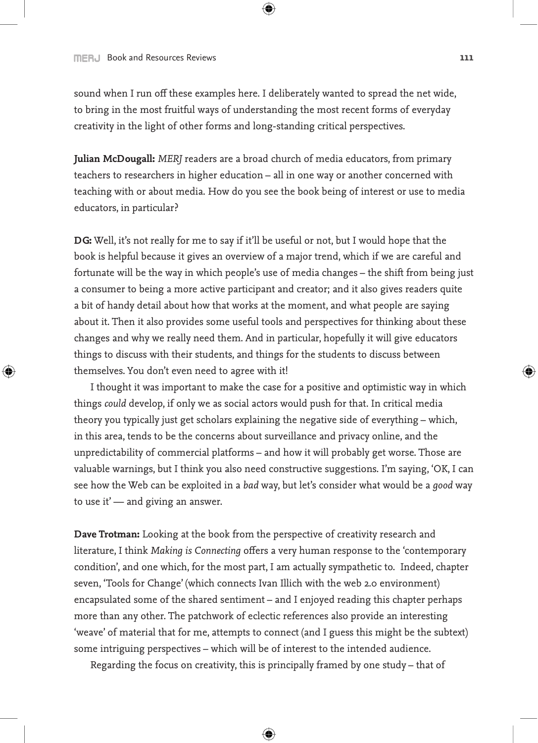sound when I run off these examples here. I deliberately wanted to spread the net wide, to bring in the most fruitful ways of understanding the most recent forms of everyday creativity in the light of other forms and long-standing critical perspectives.

**Julian McDougall:** *MERJ* readers are a broad church of media educators, from primary teachers to researchers in higher education – all in one way or another concerned with teaching with or about media. How do you see the book being of interest or use to media educators, in particular?

**DG:** Well, it's not really for me to say if it'll be useful or not, but I would hope that the book is helpful because it gives an overview of a major trend, which if we are careful and fortunate will be the way in which people's use of media changes – the shift from being just a consumer to being a more active participant and creator; and it also gives readers quite a bit of handy detail about how that works at the moment, and what people are saying about it. Then it also provides some useful tools and perspectives for thinking about these changes and why we really need them. And in particular, hopefully it will give educators things to discuss with their students, and things for the students to discuss between themselves. You don't even need to agree with it!

I thought it was important to make the case for a positive and optimistic way in which things *could* develop, if only we as social actors would push for that. In critical media theory you typically just get scholars explaining the negative side of everything – which, in this area, tends to be the concerns about surveillance and privacy online, and the unpredictability of commercial platforms – and how it will probably get worse. Those are valuable warnings, but I think you also need constructive suggestions. I'm saying, 'OK, I can see how the Web can be exploited in a *bad* way, but let's consider what would be a *good* way to use it' — and giving an answer.

**Dave Trotman:** Looking at the book from the perspective of creativity research and literature, I think *Making is Connecting* offers a very human response to the 'contemporary condition', and one which, for the most part, I am actually sympathetic to. Indeed, chapter seven, 'Tools for Change' (which connects Ivan Illich with the web 2.0 environment) encapsulated some of the shared sentiment – and I enjoyed reading this chapter perhaps more than any other. The patchwork of eclectic references also provide an interesting 'weave' of material that for me, attempts to connect (and I guess this might be the subtext) some intriguing perspectives – which will be of interest to the intended audience.

Regarding the focus on creativity, this is principally framed by one study – that of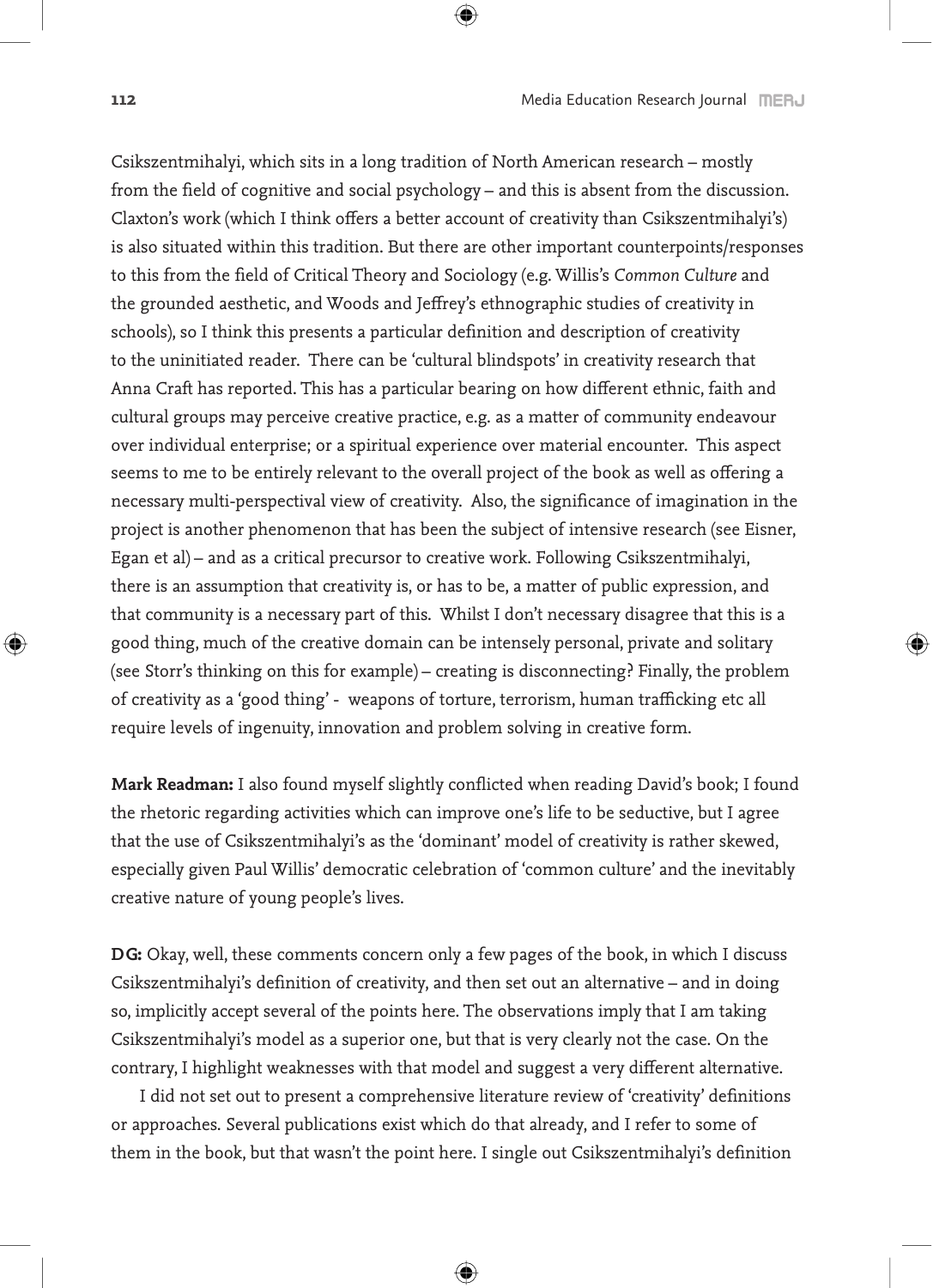Csikszentmihalyi, which sits in a long tradition of North American research – mostly from the field of cognitive and social psychology – and this is absent from the discussion. Claxton's work (which I think offers a better account of creativity than Csikszentmihalyi's) is also situated within this tradition. But there are other important counterpoints/responses to this from the field of Critical Theory and Sociology (e.g. Willis's *Common Culture* and the grounded aesthetic, and Woods and Jeffrey's ethnographic studies of creativity in schools), so I think this presents a particular definition and description of creativity to the uninitiated reader. There can be 'cultural blindspots' in creativity research that Anna Craft has reported. This has a particular bearing on how different ethnic, faith and cultural groups may perceive creative practice, e.g. as a matter of community endeavour over individual enterprise; or a spiritual experience over material encounter. This aspect seems to me to be entirely relevant to the overall project of the book as well as offering a necessary multi-perspectival view of creativity. Also, the significance of imagination in the project is another phenomenon that has been the subject of intensive research (see Eisner, Egan et al) – and as a critical precursor to creative work. Following Csikszentmihalyi, there is an assumption that creativity is, or has to be, a matter of public expression, and that community is a necessary part of this. Whilst I don't necessary disagree that this is a good thing, much of the creative domain can be intensely personal, private and solitary (see Storr's thinking on this for example) – creating is disconnecting? Finally, the problem of creativity as a 'good thing' - weapons of torture, terrorism, human trafficking etc all require levels of ingenuity, innovation and problem solving in creative form.

**Mark Readman:** I also found myself slightly conflicted when reading David's book; I found the rhetoric regarding activities which can improve one's life to be seductive, but I agree that the use of Csikszentmihalyi's as the 'dominant' model of creativity is rather skewed, especially given Paul Willis' democratic celebration of 'common culture' and the inevitably creative nature of young people's lives.

**DG:** Okay, well, these comments concern only a few pages of the book, in which I discuss Csikszentmihalyi's definition of creativity, and then set out an alternative – and in doing so, implicitly accept several of the points here. The observations imply that I am taking Csikszentmihalyi's model as a superior one, but that is very clearly not the case. On the contrary, I highlight weaknesses with that model and suggest a very different alternative.

I did not set out to present a comprehensive literature review of 'creativity' definitions or approaches. Several publications exist which do that already, and I refer to some of them in the book, but that wasn't the point here. I single out Csikszentmihalyi's definition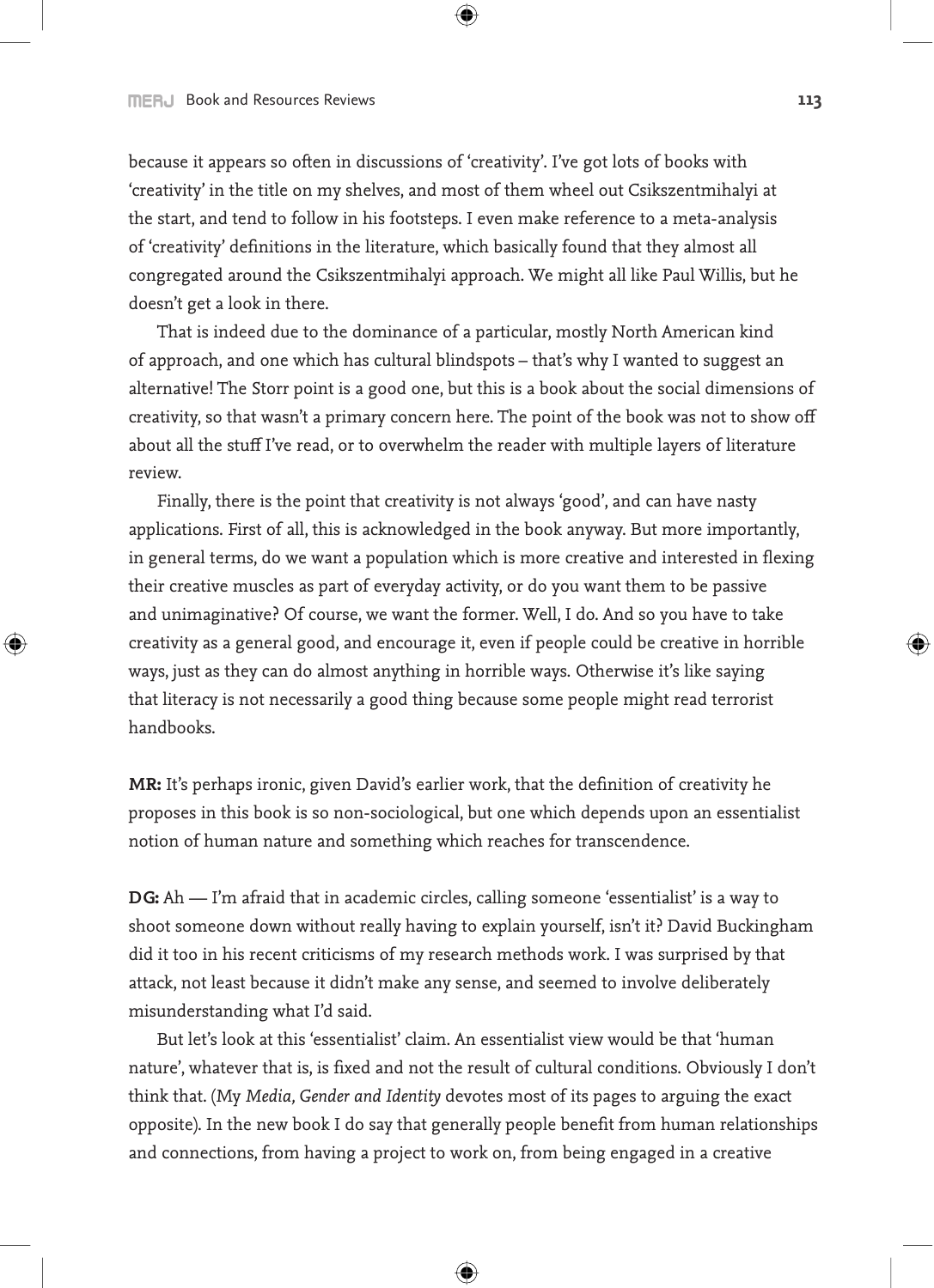because it appears so often in discussions of 'creativity'. I've got lots of books with 'creativity' in the title on my shelves, and most of them wheel out Csikszentmihalyi at the start, and tend to follow in his footsteps. I even make reference to a meta-analysis of 'creativity' definitions in the literature, which basically found that they almost all congregated around the Csikszentmihalyi approach. We might all like Paul Willis, but he doesn't get a look in there.

That is indeed due to the dominance of a particular, mostly North American kind of approach, and one which has cultural blindspots – that's why I wanted to suggest an alternative! The Storr point is a good one, but this is a book about the social dimensions of creativity, so that wasn't a primary concern here. The point of the book was not to show off about all the stuff I've read, or to overwhelm the reader with multiple layers of literature review.

Finally, there is the point that creativity is not always 'good', and can have nasty applications. First of all, this is acknowledged in the book anyway. But more importantly, in general terms, do we want a population which is more creative and interested in flexing their creative muscles as part of everyday activity, or do you want them to be passive and unimaginative? Of course, we want the former. Well, I do. And so you have to take creativity as a general good, and encourage it, even if people could be creative in horrible ways, just as they can do almost anything in horrible ways. Otherwise it's like saying that literacy is not necessarily a good thing because some people might read terrorist handbooks.

**MR:** It's perhaps ironic, given David's earlier work, that the definition of creativity he proposes in this book is so non-sociological, but one which depends upon an essentialist notion of human nature and something which reaches for transcendence.

**DG:** Ah — I'm afraid that in academic circles, calling someone 'essentialist' is a way to shoot someone down without really having to explain yourself, isn't it? David Buckingham did it too in his recent criticisms of my research methods work. I was surprised by that attack, not least because it didn't make any sense, and seemed to involve deliberately misunderstanding what I'd said.

But let's look at this 'essentialist' claim. An essentialist view would be that 'human nature', whatever that is, is fixed and not the result of cultural conditions. Obviously I don't think that. (My *Media, Gender and Identity* devotes most of its pages to arguing the exact opposite). In the new book I do say that generally people benefit from human relationships and connections, from having a project to work on, from being engaged in a creative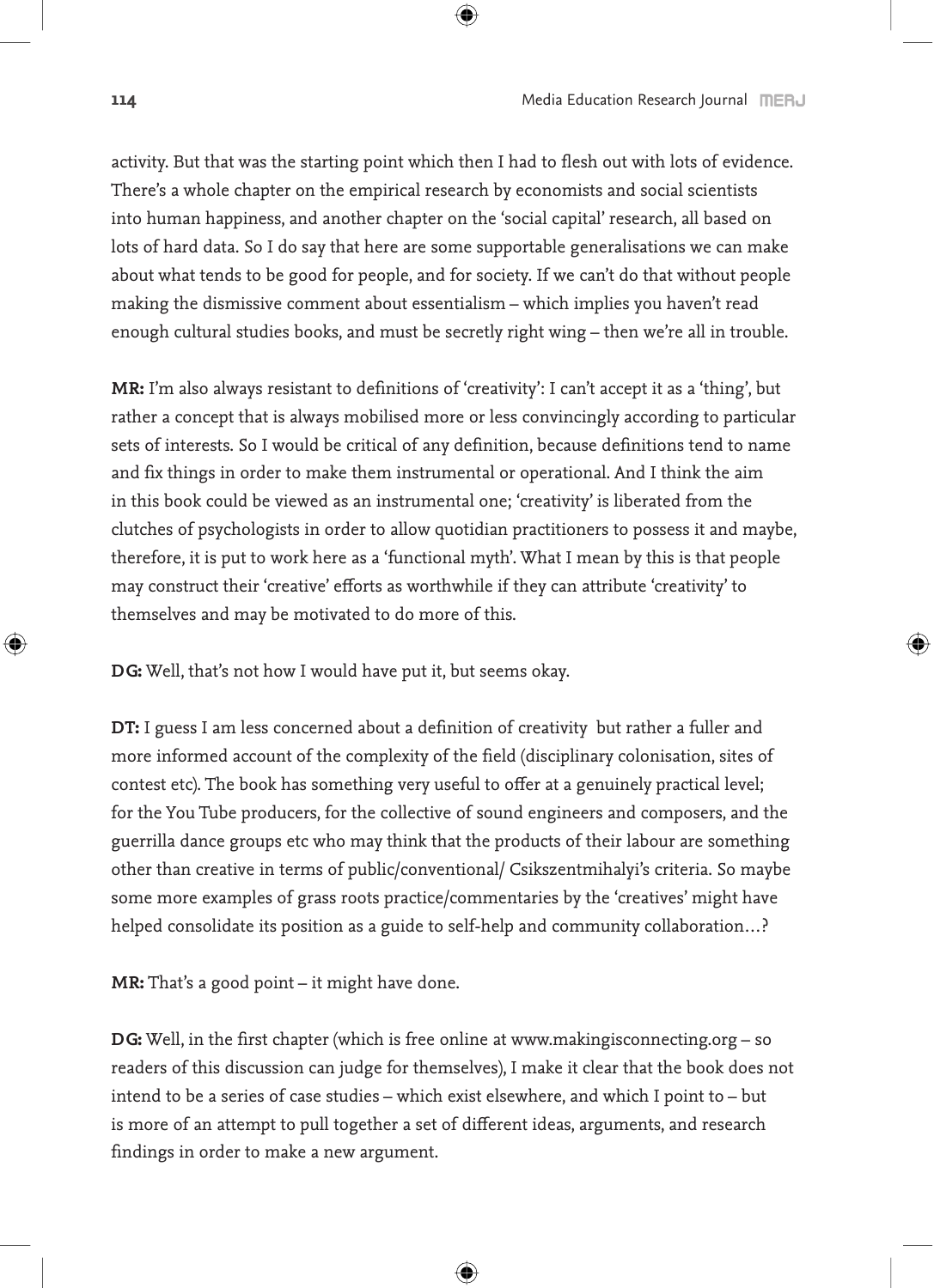activity. But that was the starting point which then I had to flesh out with lots of evidence. There's a whole chapter on the empirical research by economists and social scientists into human happiness, and another chapter on the 'social capital' research, all based on lots of hard data. So I do say that here are some supportable generalisations we can make about what tends to be good for people, and for society. If we can't do that without people making the dismissive comment about essentialism – which implies you haven't read enough cultural studies books, and must be secretly right wing – then we're all in trouble.

**MR:** I'm also always resistant to definitions of 'creativity': I can't accept it as a 'thing', but rather a concept that is always mobilised more or less convincingly according to particular sets of interests. So I would be critical of any definition, because definitions tend to name and fix things in order to make them instrumental or operational. And I think the aim in this book could be viewed as an instrumental one; 'creativity' is liberated from the clutches of psychologists in order to allow quotidian practitioners to possess it and maybe, therefore, it is put to work here as a 'functional myth'. What I mean by this is that people may construct their 'creative' efforts as worthwhile if they can attribute 'creativity' to themselves and may be motivated to do more of this.

**DG:** Well, that's not how I would have put it, but seems okay.

**DT:** I guess I am less concerned about a definition of creativity but rather a fuller and more informed account of the complexity of the field (disciplinary colonisation, sites of contest etc). The book has something very useful to offer at a genuinely practical level; for the You Tube producers, for the collective of sound engineers and composers, and the guerrilla dance groups etc who may think that the products of their labour are something other than creative in terms of public/conventional/ Csikszentmihalyi's criteria. So maybe some more examples of grass roots practice/commentaries by the 'creatives' might have helped consolidate its position as a guide to self-help and community collaboration…?

**MR:** That's a good point – it might have done.

**DG:** Well, in the first chapter (which is free online at www.makingisconnecting.org – so readers of this discussion can judge for themselves), I make it clear that the book does not intend to be a series of case studies – which exist elsewhere, and which I point to – but is more of an attempt to pull together a set of different ideas, arguments, and research findings in order to make a new argument.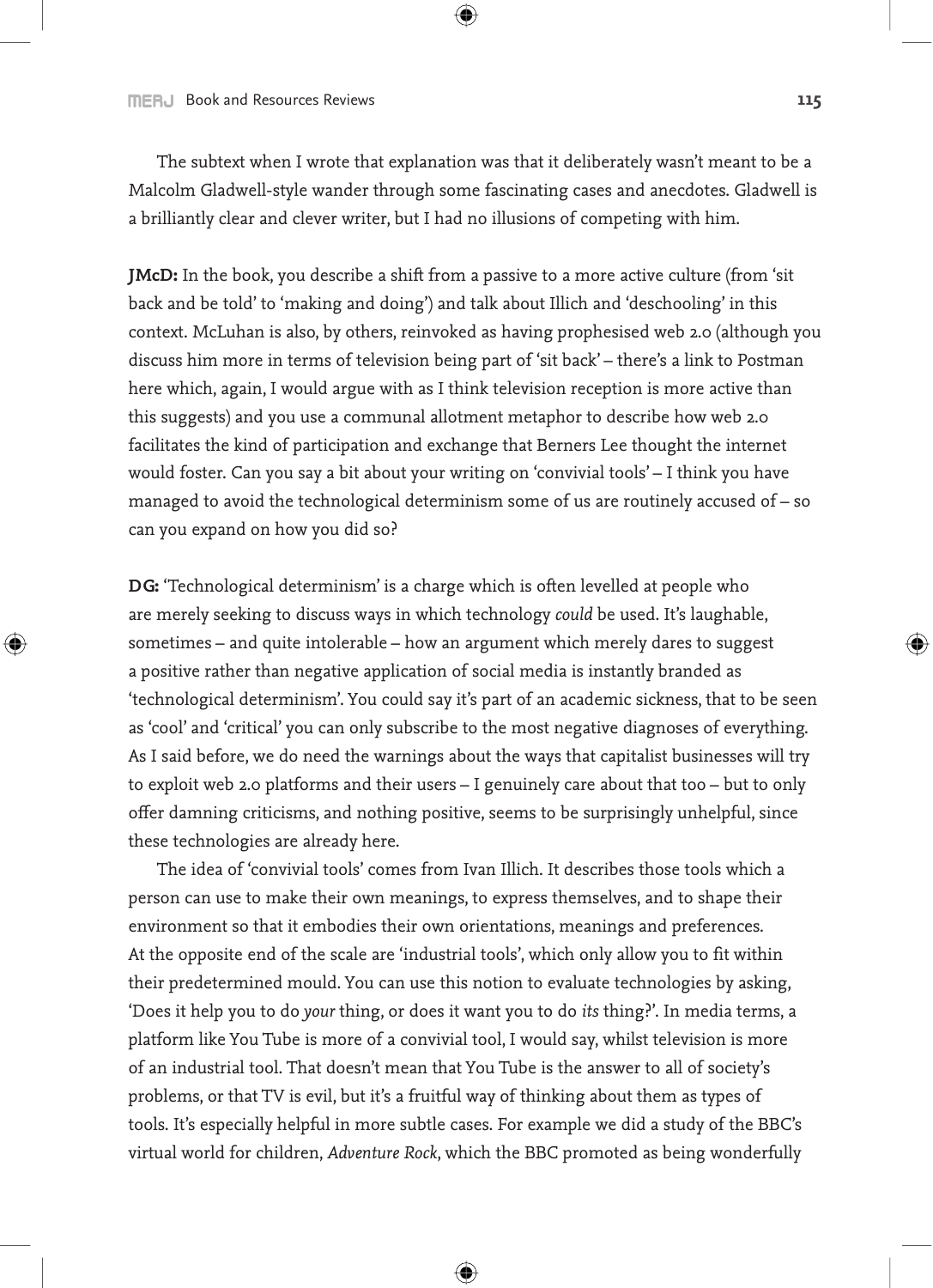The subtext when I wrote that explanation was that it deliberately wasn't meant to be a Malcolm Gladwell-style wander through some fascinating cases and anecdotes. Gladwell is a brilliantly clear and clever writer, but I had no illusions of competing with him.

**JMcD:** In the book, you describe a shift from a passive to a more active culture (from 'sit back and be told' to 'making and doing') and talk about Illich and 'deschooling' in this context. McLuhan is also, by others, reinvoked as having prophesised web 2.0 (although you discuss him more in terms of television being part of 'sit back' – there's a link to Postman here which, again, I would argue with as I think television reception is more active than this suggests) and you use a communal allotment metaphor to describe how web 2.0 facilitates the kind of participation and exchange that Berners Lee thought the internet would foster. Can you say a bit about your writing on 'convivial tools' – I think you have managed to avoid the technological determinism some of us are routinely accused of – so can you expand on how you did so?

**DG:** 'Technological determinism' is a charge which is often levelled at people who are merely seeking to discuss ways in which technology *could* be used. It's laughable, sometimes – and quite intolerable – how an argument which merely dares to suggest a positive rather than negative application of social media is instantly branded as 'technological determinism'. You could say it's part of an academic sickness, that to be seen as 'cool' and 'critical' you can only subscribe to the most negative diagnoses of everything. As I said before, we do need the warnings about the ways that capitalist businesses will try to exploit web 2.0 platforms and their users – I genuinely care about that too – but to only offer damning criticisms, and nothing positive, seems to be surprisingly unhelpful, since these technologies are already here.

The idea of 'convivial tools' comes from Ivan Illich. It describes those tools which a person can use to make their own meanings, to express themselves, and to shape their environment so that it embodies their own orientations, meanings and preferences. At the opposite end of the scale are 'industrial tools', which only allow you to fit within their predetermined mould. You can use this notion to evaluate technologies by asking, 'Does it help you to do *your* thing, or does it want you to do *its* thing?'. In media terms, a platform like You Tube is more of a convivial tool, I would say, whilst television is more of an industrial tool. That doesn't mean that You Tube is the answer to all of society's problems, or that TV is evil, but it's a fruitful way of thinking about them as types of tools. It's especially helpful in more subtle cases. For example we did a study of the BBC's virtual world for children, *Adventure Rock*, which the BBC promoted as being wonderfully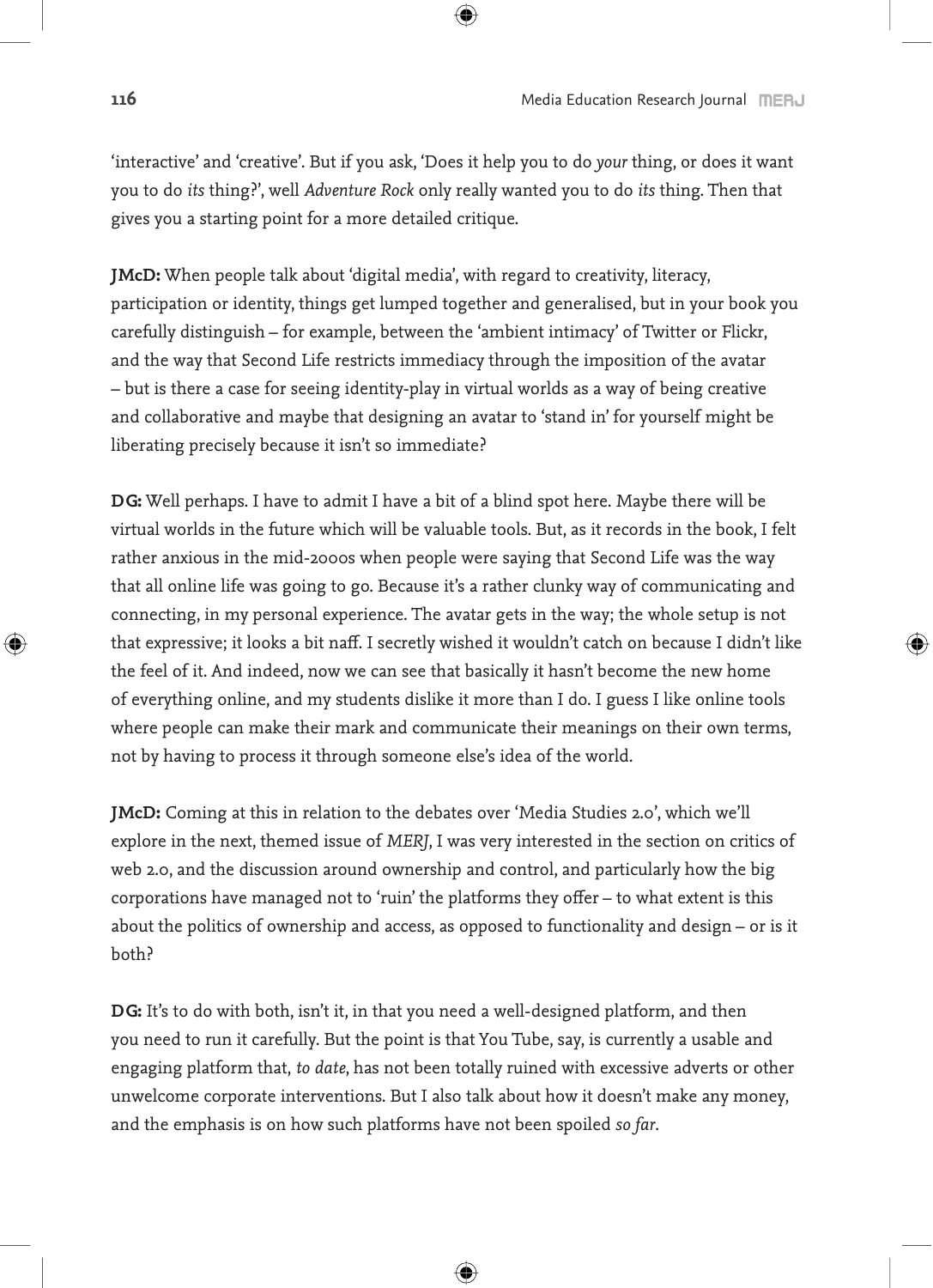'interactive' and 'creative'. But if you ask, 'Does it help you to do *your* thing, or does it want you to do *its* thing?', well *Adventure Rock* only really wanted you to do *its* thing. Then that gives you a starting point for a more detailed critique.

**JMcD:** When people talk about 'digital media', with regard to creativity, literacy, participation or identity, things get lumped together and generalised, but in your book you carefully distinguish – for example, between the 'ambient intimacy' of Twitter or Flickr, and the way that Second Life restricts immediacy through the imposition of the avatar – but is there a case for seeing identity-play in virtual worlds as a way of being creative and collaborative and maybe that designing an avatar to 'stand in' for yourself might be liberating precisely because it isn't so immediate?

**DG:** Well perhaps. I have to admit I have a bit of a blind spot here. Maybe there will be virtual worlds in the future which will be valuable tools. But, as it records in the book, I felt rather anxious in the mid-2000s when people were saying that Second Life was the way that all online life was going to go. Because it's a rather clunky way of communicating and connecting, in my personal experience. The avatar gets in the way; the whole setup is not that expressive; it looks a bit naff. I secretly wished it wouldn't catch on because I didn't like the feel of it. And indeed, now we can see that basically it hasn't become the new home of everything online, and my students dislike it more than I do. I guess I like online tools where people can make their mark and communicate their meanings on their own terms, not by having to process it through someone else's idea of the world.

**JMcD:** Coming at this in relation to the debates over 'Media Studies 2.0', which we'll explore in the next, themed issue of *MERJ*, I was very interested in the section on critics of web 2.0, and the discussion around ownership and control, and particularly how the big corporations have managed not to 'ruin' the platforms they offer – to what extent is this about the politics of ownership and access, as opposed to functionality and design – or is it both?

**DG:** It's to do with both, isn't it, in that you need a well-designed platform, and then you need to run it carefully. But the point is that You Tube, say, is currently a usable and engaging platform that, *to date*, has not been totally ruined with excessive adverts or other unwelcome corporate interventions. But I also talk about how it doesn't make any money, and the emphasis is on how such platforms have not been spoiled *so far*.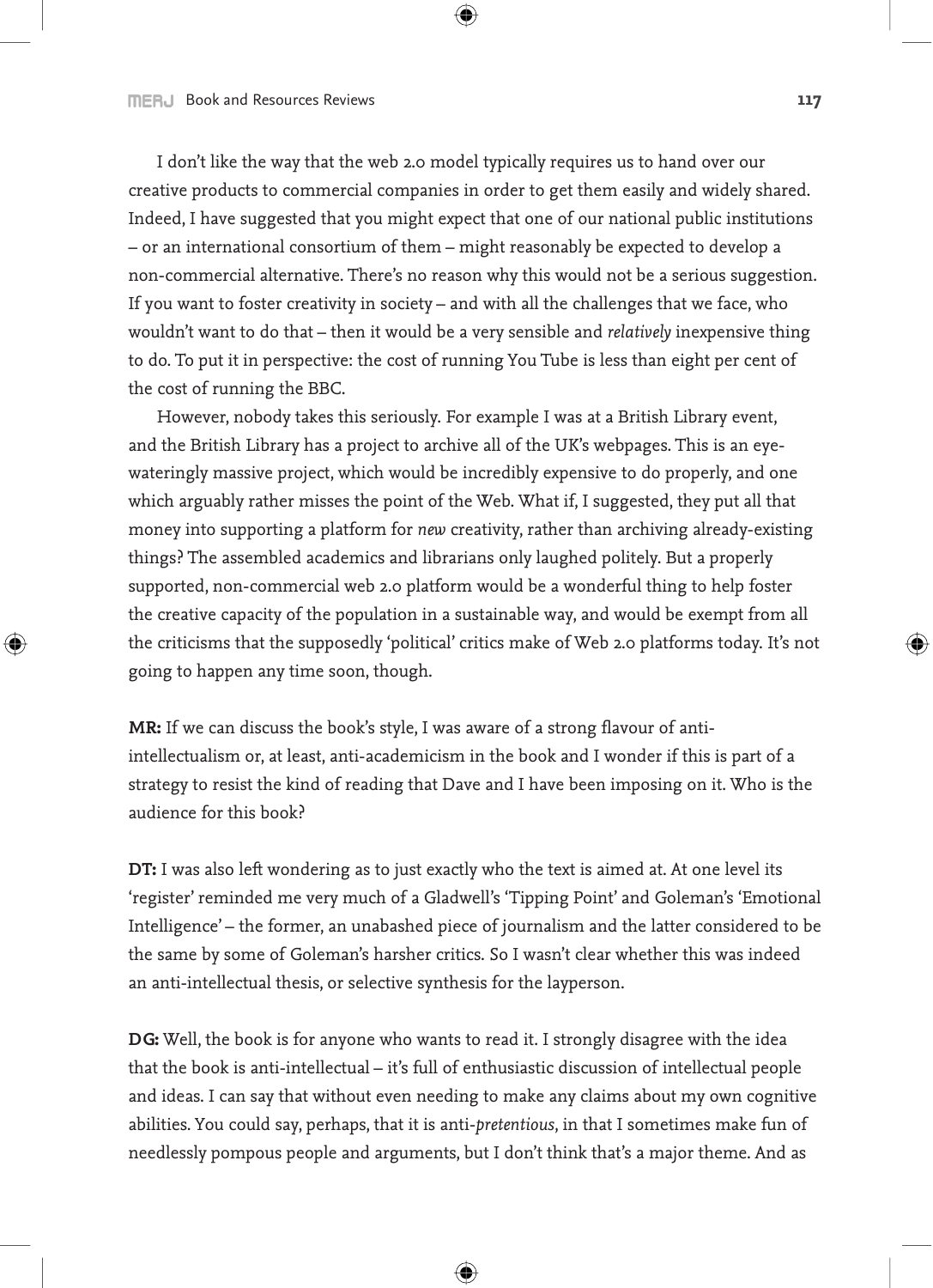I don't like the way that the web 2.0 model typically requires us to hand over our creative products to commercial companies in order to get them easily and widely shared. Indeed, I have suggested that you might expect that one of our national public institutions – or an international consortium of them – might reasonably be expected to develop a non-commercial alternative. There's no reason why this would not be a serious suggestion. If you want to foster creativity in society – and with all the challenges that we face, who wouldn't want to do that – then it would be a very sensible and *relatively* inexpensive thing to do. To put it in perspective: the cost of running You Tube is less than eight per cent of the cost of running the BBC.

However, nobody takes this seriously. For example I was at a British Library event, and the British Library has a project to archive all of the UK's webpages. This is an eye-wateringly massive project, which would be incredibly expensive to do properly, and one which arguably rather misses the point of the Web. What if, I suggested, they put all that money into supporting a platform for *new* creativity, rather than archiving already-existing things? The assembled academics and librarians only laughed politely. But a properly supported, non-commercial web 2.0 platform would be a wonderful thing to help foster the creative capacity of the population in a sustainable way, and would be exempt from all the criticisms that the supposedly 'political' critics make of Web 2.0 platforms today. It's not going to happen any time soon, though.

**MR:** If we can discuss the book's style, I was aware of a strong flavour of anti-intellectualism or, at least, anti-academicism in the book and I wonder if this is part of a strategy to resist the kind of reading that Dave and I have been imposing on it. Who is the audience for this book?

**DT:** I was also left wondering as to just exactly who the text is aimed at. At one level its 'register' reminded me very much of a Gladwell's 'Tipping Point' and Goleman's 'Emotional Intelligence' – the former, an unabashed piece of journalism and the latter considered to be the same by some of Goleman's harsher critics. So I wasn't clear whether this was indeed an anti-intellectual thesis, or selective synthesis for the layperson.

**DG:** Well, the book is for anyone who wants to read it. I strongly disagree with the idea that the book is anti-intellectual – it's full of enthusiastic discussion of intellectual people and ideas. I can say that without even needing to make any claims about my own cognitive abilities. You could say, perhaps, that it is anti-*pretentious*, in that I sometimes make fun of needlessly pompous people and arguments, but I don't think that's a major theme. And as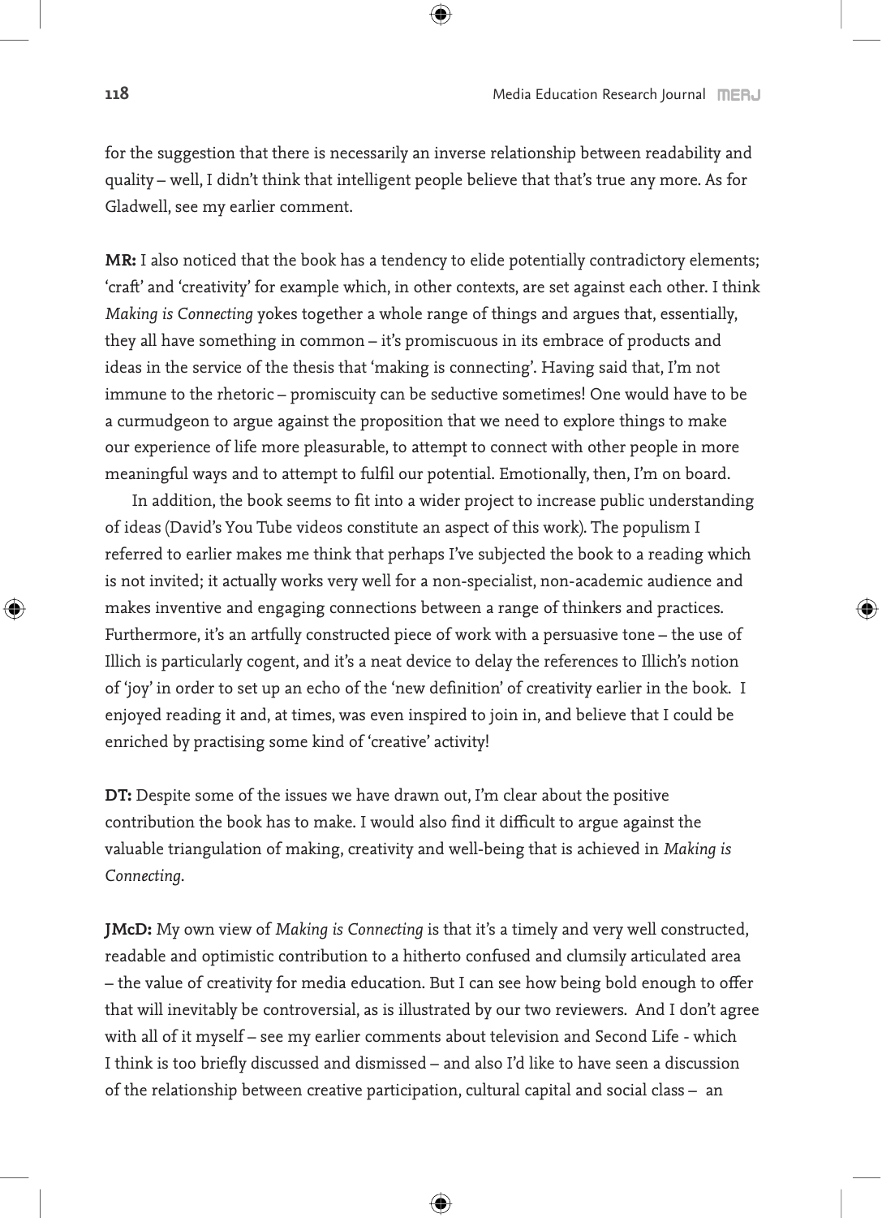for the suggestion that there is necessarily an inverse relationship between readability and quality – well, I didn't think that intelligent people believe that that's true any more. As for Gladwell, see my earlier comment.

**MR:** I also noticed that the book has a tendency to elide potentially contradictory elements; 'craft' and 'creativity' for example which, in other contexts, are set against each other. I think *Making is Connecting* yokes together a whole range of things and argues that, essentially, they all have something in common – it's promiscuous in its embrace of products and ideas in the service of the thesis that 'making is connecting'. Having said that, I'm not immune to the rhetoric – promiscuity can be seductive sometimes! One would have to be a curmudgeon to argue against the proposition that we need to explore things to make our experience of life more pleasurable, to attempt to connect with other people in more meaningful ways and to attempt to fulfil our potential. Emotionally, then, I'm on board.

In addition, the book seems to fit into a wider project to increase public understanding of ideas (David's You Tube videos constitute an aspect of this work). The populism I referred to earlier makes me think that perhaps I've subjected the book to a reading which is not invited; it actually works very well for a non-specialist, non-academic audience and makes inventive and engaging connections between a range of thinkers and practices. Furthermore, it's an artfully constructed piece of work with a persuasive tone – the use of Illich is particularly cogent, and it's a neat device to delay the references to Illich's notion of 'joy' in order to set up an echo of the 'new definition' of creativity earlier in the book. I enjoyed reading it and, at times, was even inspired to join in, and believe that I could be enriched by practising some kind of 'creative' activity!

**DT:** Despite some of the issues we have drawn out, I'm clear about the positive contribution the book has to make. I would also find it difficult to argue against the valuable triangulation of making, creativity and well-being that is achieved in *Making is Connecting*.

**JMcD:** My own view of *Making is Connecting* is that it's a timely and very well constructed, readable and optimistic contribution to a hitherto confused and clumsily articulated area – the value of creativity for media education. But I can see how being bold enough to offer that will inevitably be controversial, as is illustrated by our two reviewers. And I don't agree with all of it myself – see my earlier comments about television and Second Life - which I think is too briefly discussed and dismissed – and also I'd like to have seen a discussion of the relationship between creative participation, cultural capital and social class – an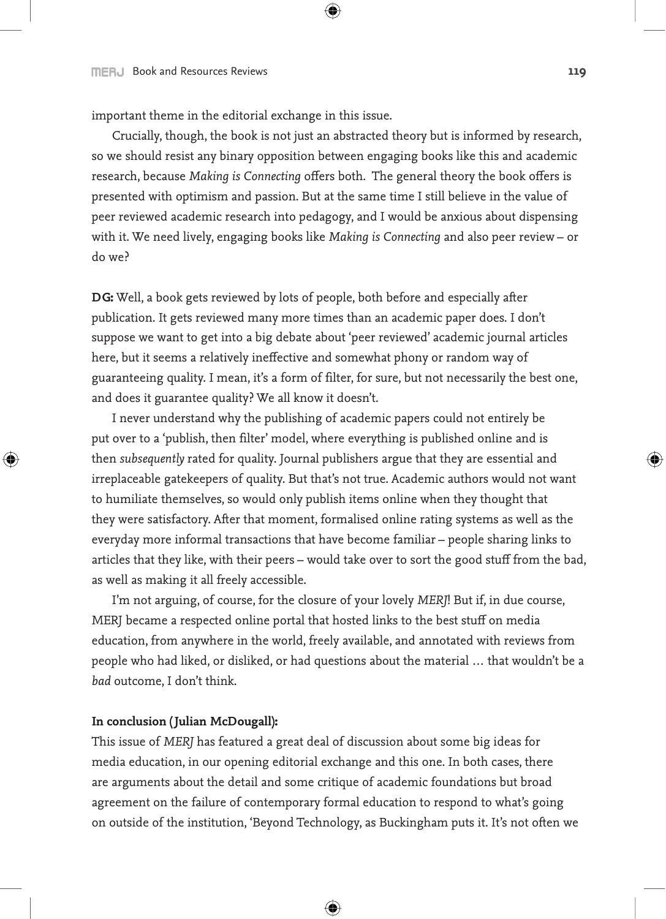important theme in the editorial exchange in this issue.

Crucially, though, the book is not just an abstracted theory but is informed by research, so we should resist any binary opposition between engaging books like this and academic research, because *Making is Connecting* offers both. The general theory the book offers is presented with optimism and passion. But at the same time I still believe in the value of peer reviewed academic research into pedagogy, and I would be anxious about dispensing with it. We need lively, engaging books like *Making is Connecting* and also peer review – or do we?

**DG:** Well, a book gets reviewed by lots of people, both before and especially after publication. It gets reviewed many more times than an academic paper does. I don't suppose we want to get into a big debate about 'peer reviewed' academic journal articles here, but it seems a relatively ineffective and somewhat phony or random way of guaranteeing quality. I mean, it's a form of filter, for sure, but not necessarily the best one, and does it guarantee quality? We all know it doesn't.

I never understand why the publishing of academic papers could not entirely be put over to a 'publish, then filter' model, where everything is published online and is then *subsequently* rated for quality. Journal publishers argue that they are essential and irreplaceable gatekeepers of quality. But that's not true. Academic authors would not want to humiliate themselves, so would only publish items online when they thought that they were satisfactory. After that moment, formalised online rating systems as well as the everyday more informal transactions that have become familiar – people sharing links to articles that they like, with their peers – would take over to sort the good stuff from the bad, as well as making it all freely accessible.

I'm not arguing, of course, for the closure of your lovely *MERJ*! But if, in due course, MERJ became a respected online portal that hosted links to the best stuff on media education, from anywhere in the world, freely available, and annotated with reviews from people who had liked, or disliked, or had questions about the material … that wouldn't be a *bad* outcome, I don't think.

**In conclusion (Julian McDougall):**

This issue of *MERJ* has featured a great deal of discussion about some big ideas for media education, in our opening editorial exchange and this one. In both cases, there are arguments about the detail and some critique of academic foundations but broad agreement on the failure of contemporary formal education to respond to what's going on outside of the institution, 'Beyond Technology, as Buckingham puts it. It's not often we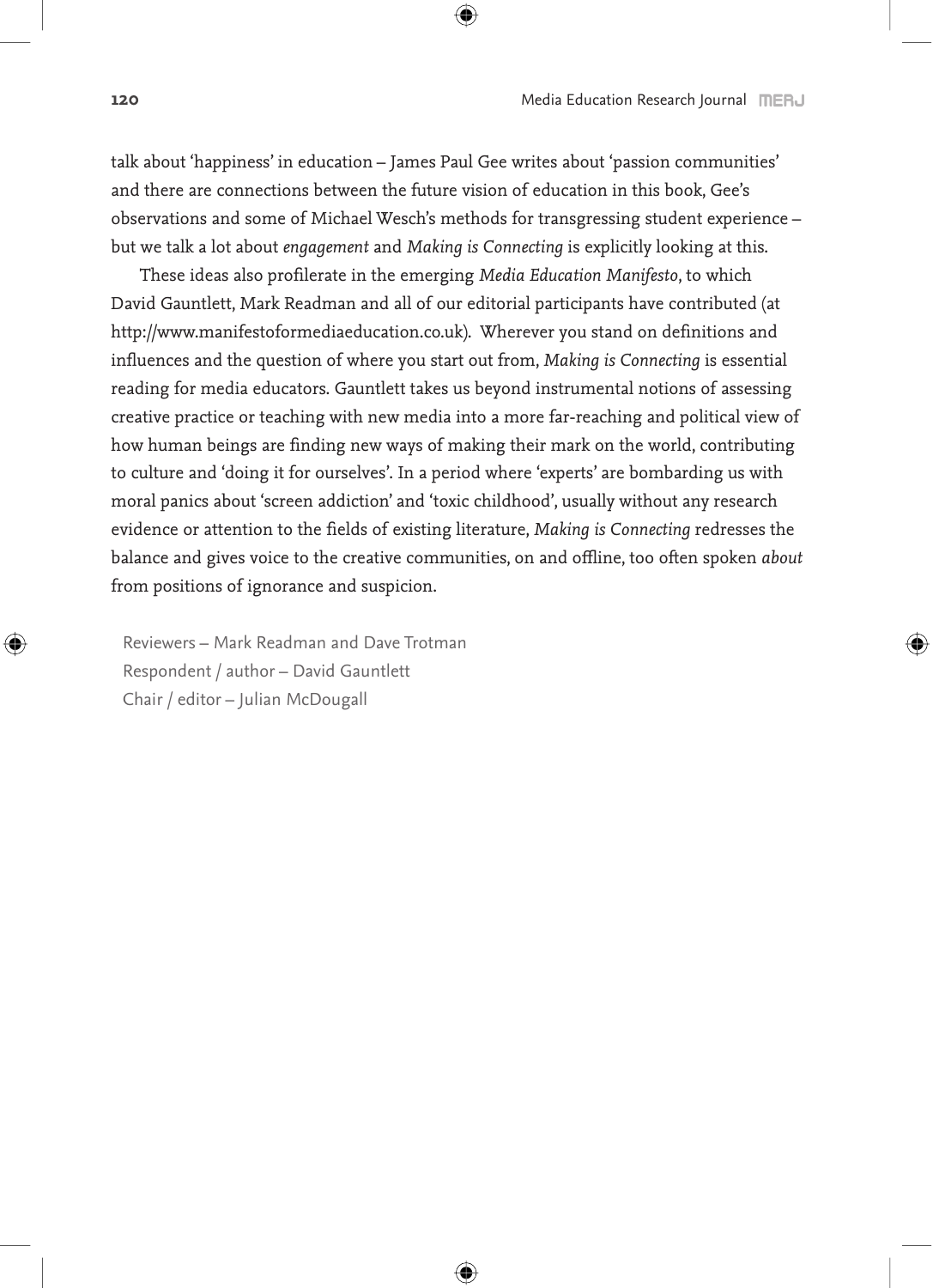talk about 'happiness' in education – James Paul Gee writes about 'passion communities' and there are connections between the future vision of education in this book, Gee's observations and some of Michael Wesch's methods for transgressing student experience – but we talk a lot about *engagement* and *Making is Connecting* is explicitly looking at this.

These ideas also profilerate in the emerging *Media Education Manifesto*, to which David Gauntlett, Mark Readman and all of our editorial participants have contributed (at http://www.manifestoformediaeducation.co.uk). Wherever you stand on definitions and influences and the question of where you start out from, *Making is Connecting* is essential reading for media educators. Gauntlett takes us beyond instrumental notions of assessing creative practice or teaching with new media into a more far-reaching and political view of how human beings are finding new ways of making their mark on the world, contributing to culture and 'doing it for ourselves'. In a period where 'experts' are bombarding us with moral panics about 'screen addiction' and 'toxic childhood', usually without any research evidence or attention to the fields of existing literature, *Making is Connecting* redresses the balance and gives voice to the creative communities, on and offline, too often spoken *about* from positions of ignorance and suspicion.

Reviewers – Mark Readman and Dave Trotman
Respondent / author – David Gauntlett
Chair / editor – Julian McDougall